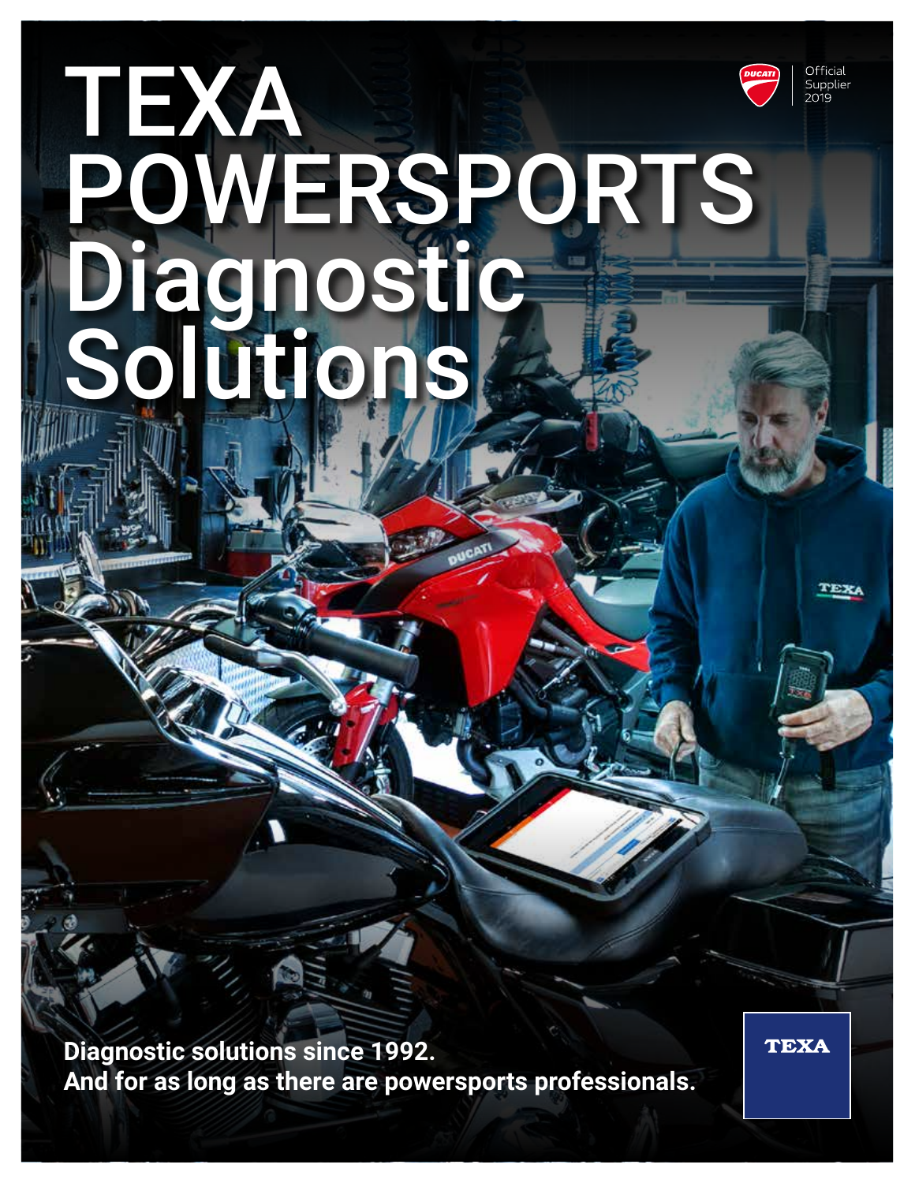# TEXA POWERSPORTS Diagnostic Solutions

Official Supplier 2019

**Diagnostic solutions since 1992.**
**And for as long as there are powersports professionals.**

TEXA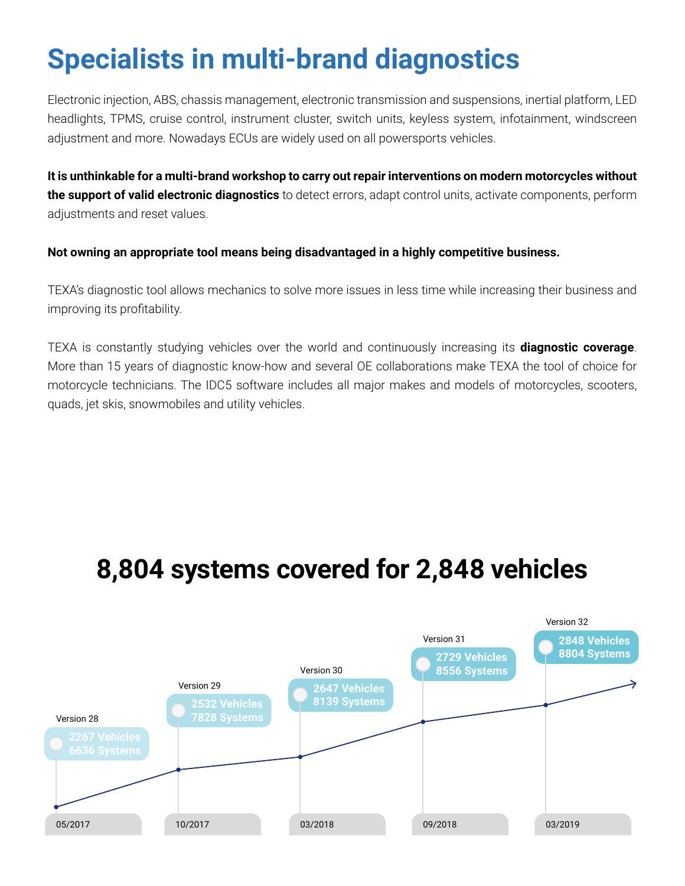# Specialists in multi-brand diagnostics

Electronic injection, ABS, chassis management, electronic transmission and suspensions, inertial platform, LED headlights, TPMS, cruise control, instrument cluster, switch units, keyless system, infotainment, windscreen adjustment and more. Nowadays ECUs are widely used on all powersports vehicles.

**It is unthinkable for a multi-brand workshop to carry out repair interventions on modern motorcycles without the support of valid electronic diagnostics** to detect errors, adapt control units, activate components, perform adjustments and reset values.

**Not owning an appropriate tool means being disadvantaged in a highly competitive business.**

TEXA's diagnostic tool allows mechanics to solve more issues in less time while increasing their business and improving its profitability.

TEXA is constantly studying vehicles over the world and continuously increasing its **diagnostic coverage**. More than 15 years of diagnostic know-how and several OE collaborations make TEXA the tool of choice for motorcycle technicians. The IDC5 software includes all major makes and models of motorcycles, scooters, quads, jet skis, snowmobiles and utility vehicles.

## 8,804 systems covered for 2,848 vehicles

| Version | Date | Vehicles | Systems |
|---|---|---|---|
| Version 28 | 05/2017 | 2267 Vehicles | 6636 Systems |
| Version 29 | 10/2017 | 2532 Vehicles | 7828 Systems |
| Version 30 | 03/2018 | 2647 Vehicles | 8139 Systems |
| Version 31 | 09/2018 | 2729 Vehicles | 8556 Systems |
| Version 32 | 03/2019 | 2848 Vehicles | 8804 Systems |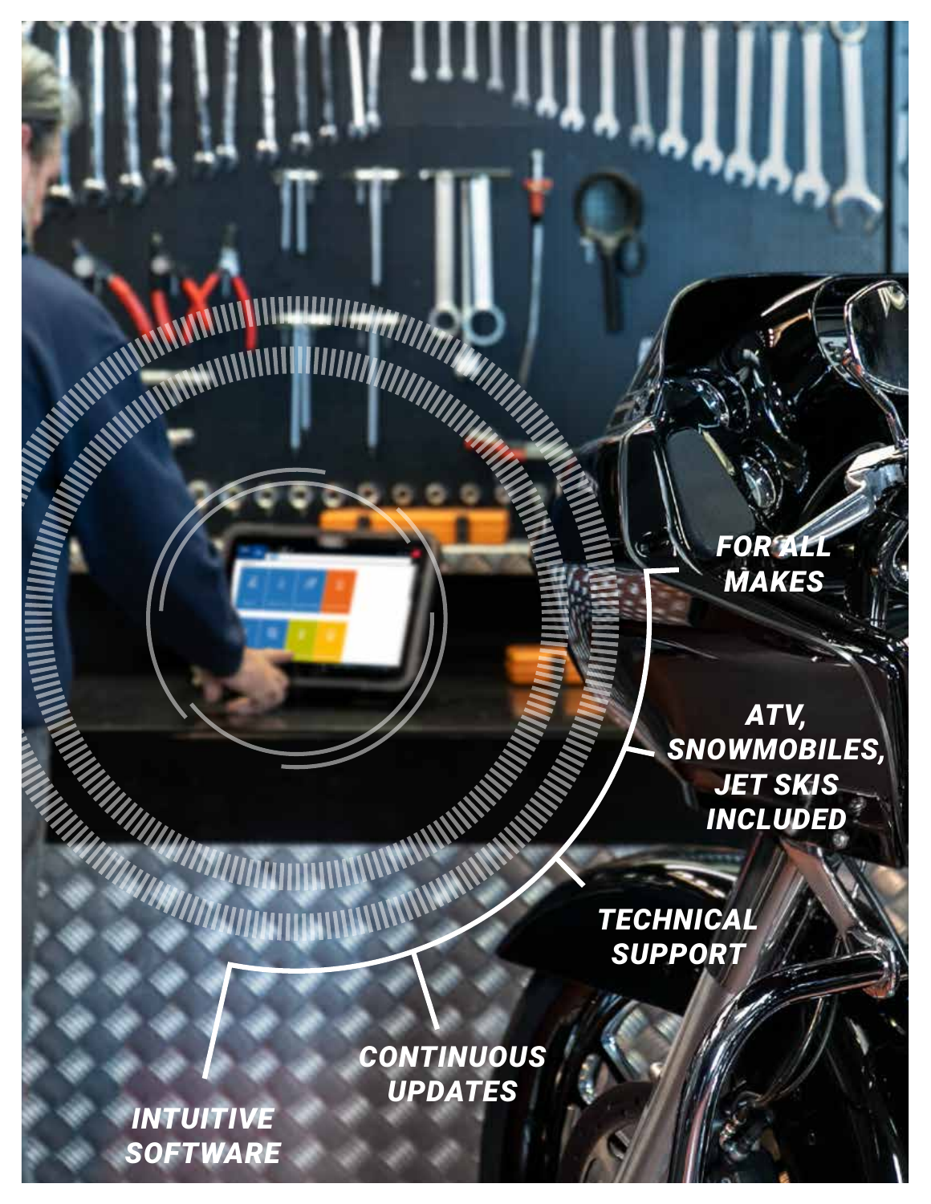*FOR ALL MAKES*

*ATV, SNOWMOBILES, JET SKIS INCLUDED*

*TECHNICAL SUPPORT*

*CONTINUOUS UPDATES*

*INTUITIVE SOFTWARE*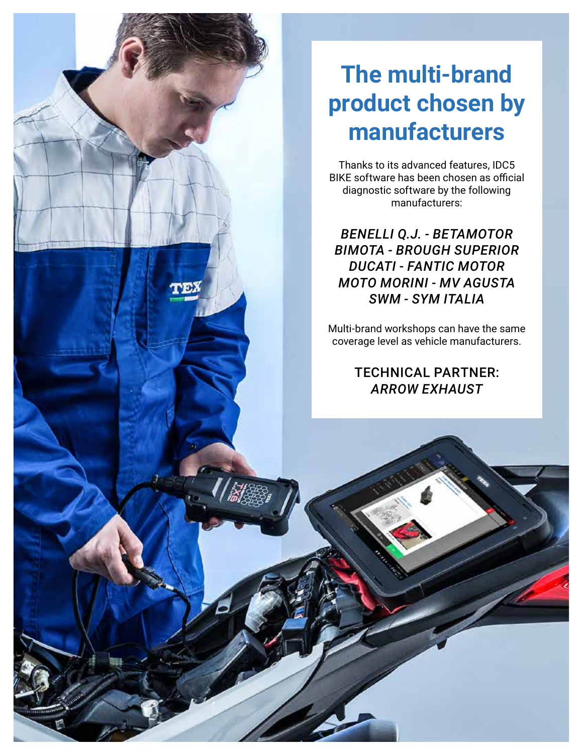# The multi-brand product chosen by manufacturers

Thanks to its advanced features, IDC5 BIKE software has been chosen as official diagnostic software by the following manufacturers:

*BENELLI Q.J. - BETAMOTOR*
*BIMOTA - BROUGH SUPERIOR*
*DUCATI - FANTIC MOTOR*
*MOTO MORINI - MV AGUSTA*
*SWM - SYM ITALIA*

Multi-brand workshops can have the same coverage level as vehicle manufacturers.

TECHNICAL PARTNER:
*ARROW EXHAUST*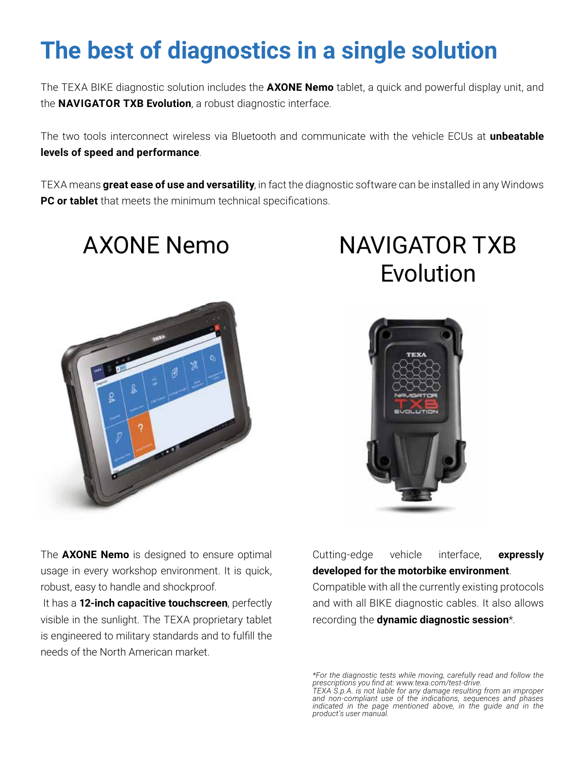# The best of diagnostics in a single solution

The TEXA BIKE diagnostic solution includes the **AXONE Nemo** tablet, a quick and powerful display unit, and the **NAVIGATOR TXB Evolution**, a robust diagnostic interface.

The two tools interconnect wireless via Bluetooth and communicate with the vehicle ECUs at **unbeatable levels of speed and performance**.

TEXA means **great ease of use and versatility**, in fact the diagnostic software can be installed in any Windows **PC or tablet** that meets the minimum technical specifications.

## AXONE Nemo

The **AXONE Nemo** is designed to ensure optimal usage in every workshop environment. It is quick, robust, easy to handle and shockproof.

It has a **12-inch capacitive touchscreen**, perfectly visible in the sunlight. The TEXA proprietary tablet is engineered to military standards and to fulfill the needs of the North American market.

## NAVIGATOR TXB Evolution

Cutting-edge vehicle interface, **expressly developed for the motorbike environment**.

Compatible with all the currently existing protocols and with all BIKE diagnostic cables. It also allows recording the **dynamic diagnostic session***.

*\*For the diagnostic tests while moving, carefully read and follow the prescriptions you find at: www.texa.com/test-drive.*
*TEXA S.p.A. is not liable for any damage resulting from an improper and non-compliant use of the indications, sequences and phases indicated in the page mentioned above, in the guide and in the product's user manual.*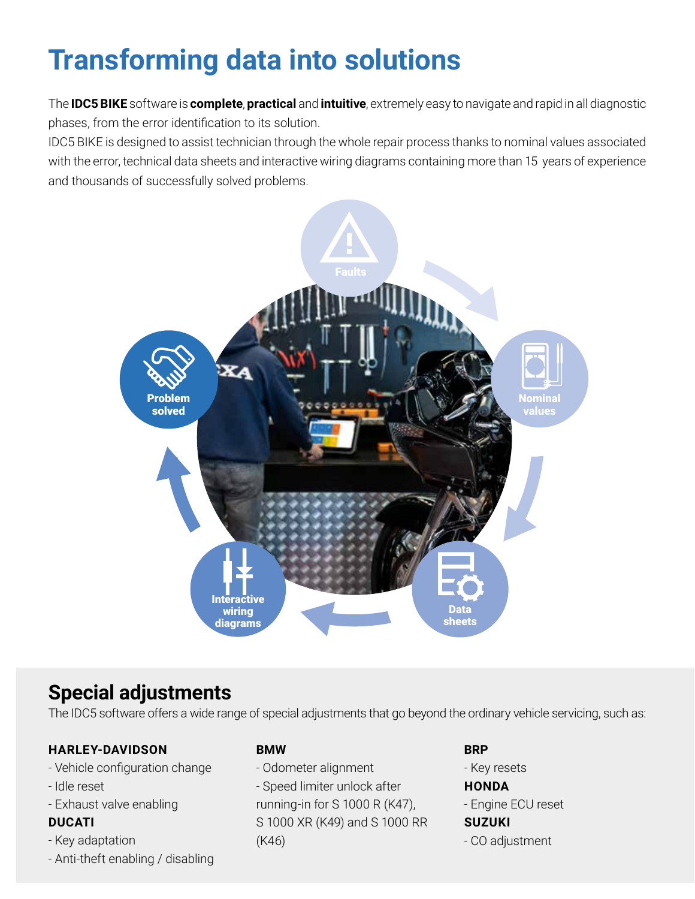# Transforming data into solutions

The **IDC5 BIKE** software is **complete**, **practical** and **intuitive**, extremely easy to navigate and rapid in all diagnostic phases, from the error identification to its solution.
IDC5 BIKE is designed to assist technician through the whole repair process thanks to nominal values associated with the error, technical data sheets and interactive wiring diagrams containing more than 15 years of experience and thousands of successfully solved problems.

Faults

Nominal values

Data sheets

Interactive wiring diagrams

Problem solved

## Special adjustments

The IDC5 software offers a wide range of special adjustments that go beyond the ordinary vehicle servicing, such as:

**HARLEY-DAVIDSON**
- Vehicle configuration change
- Idle reset
- Exhaust valve enabling

**DUCATI**
- Key adaptation
- Anti-theft enabling / disabling

**BMW**
- Odometer alignment
- Speed limiter unlock after running-in for S 1000 R (K47), S 1000 XR (K49) and S 1000 RR (K46)

**BRP**
- Key resets

**HONDA**
- Engine ECU reset

**SUZUKI**
- CO adjustment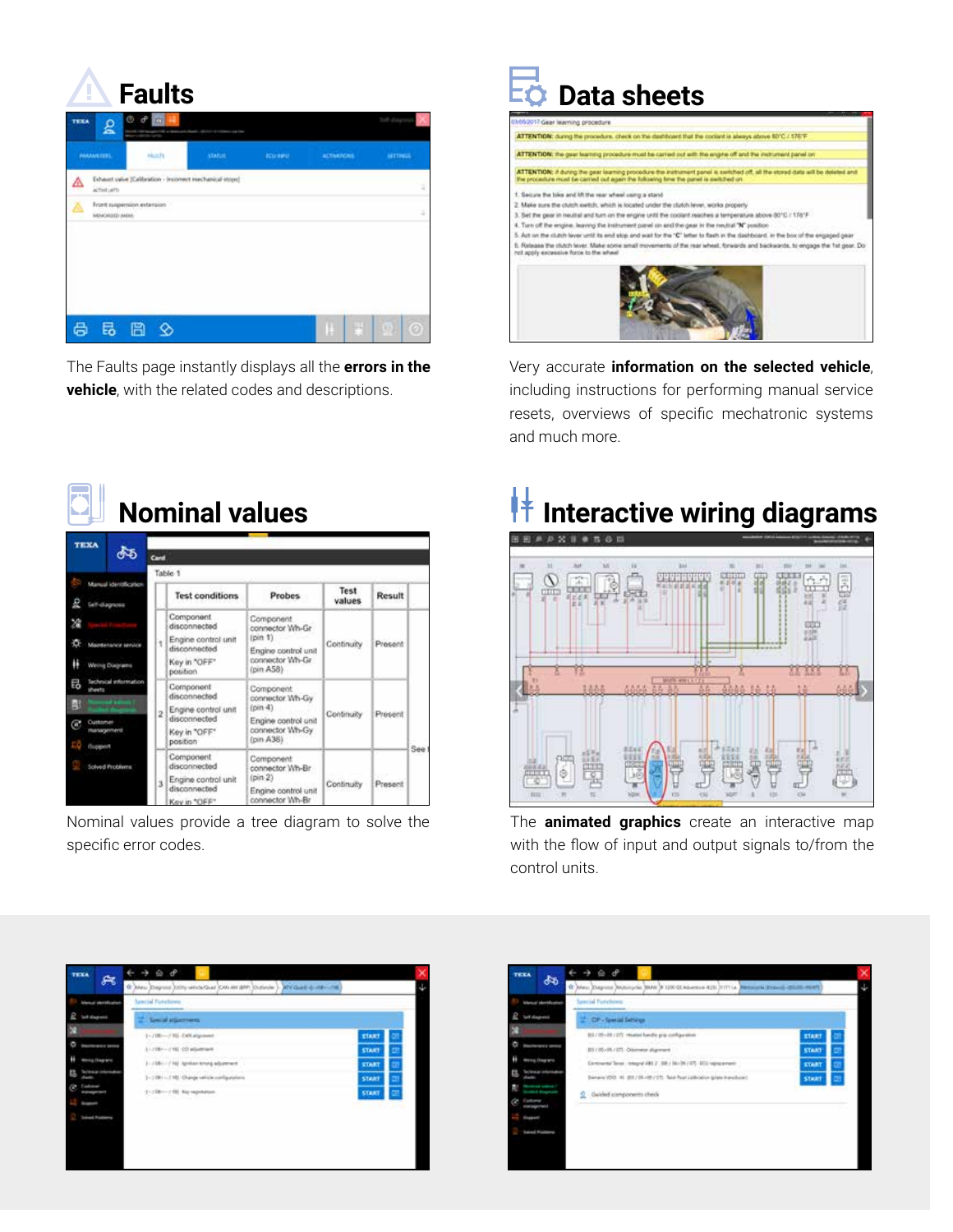## Faults

The Faults page instantly displays all the **errors in the vehicle**, with the related codes and descriptions.

## Data sheets

Very accurate **information on the selected vehicle**, including instructions for performing manual service resets, overviews of specific mechatronic systems and much more.

## Nominal values

Nominal values provide a tree diagram to solve the specific error codes.

## Interactive wiring diagrams

The **animated graphics** create an interactive map with the flow of input and output signals to/from the control units.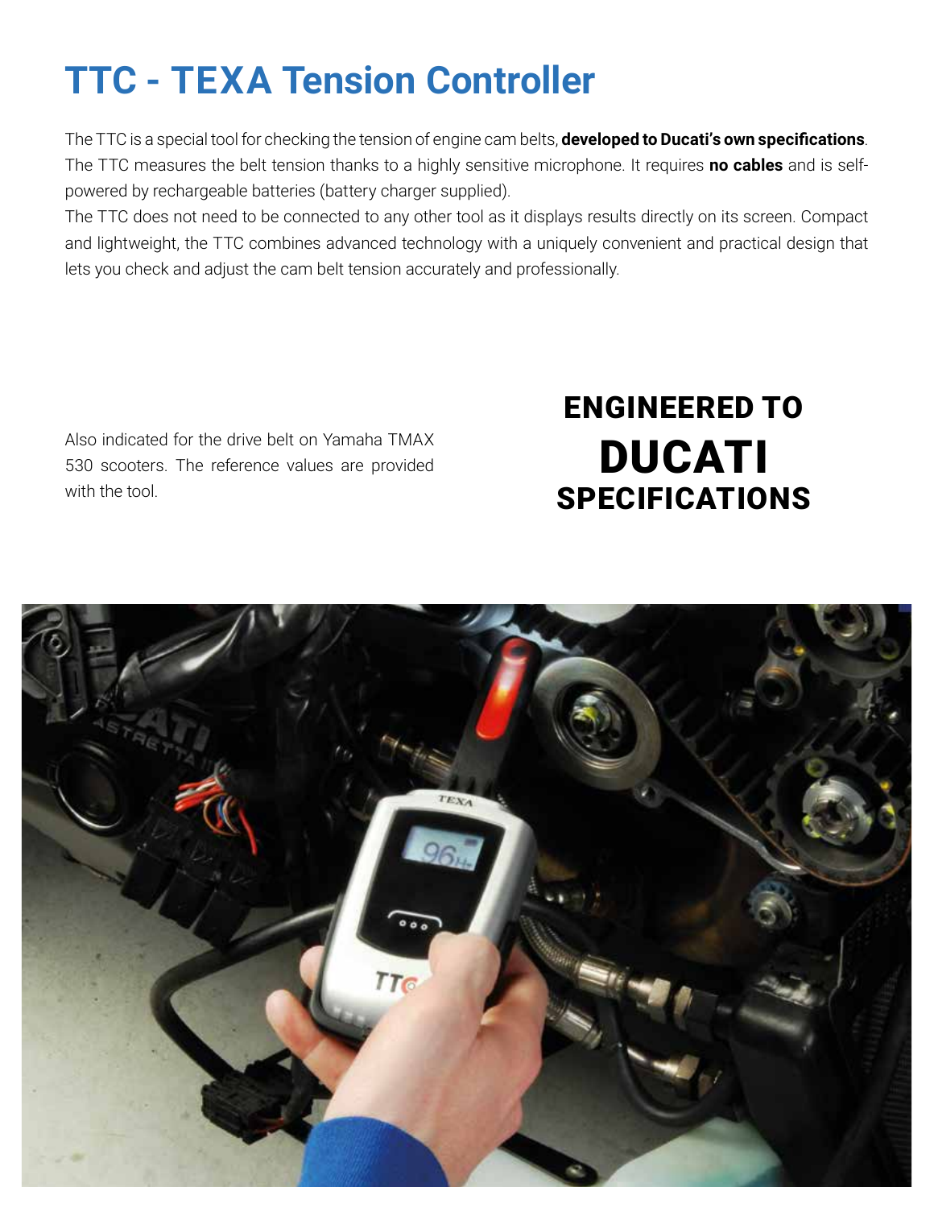# TTC - TEXA Tension Controller

The TTC is a special tool for checking the tension of engine cam belts, **developed to Ducati's own specifications**. The TTC measures the belt tension thanks to a highly sensitive microphone. It requires **no cables** and is self-powered by rechargeable batteries (battery charger supplied).

The TTC does not need to be connected to any other tool as it displays results directly on its screen. Compact and lightweight, the TTC combines advanced technology with a uniquely convenient and practical design that lets you check and adjust the cam belt tension accurately and professionally.

Also indicated for the drive belt on Yamaha TMAX 530 scooters. The reference values are provided with the tool.

**ENGINEERED TO**
**DUCATI**
**SPECIFICATIONS**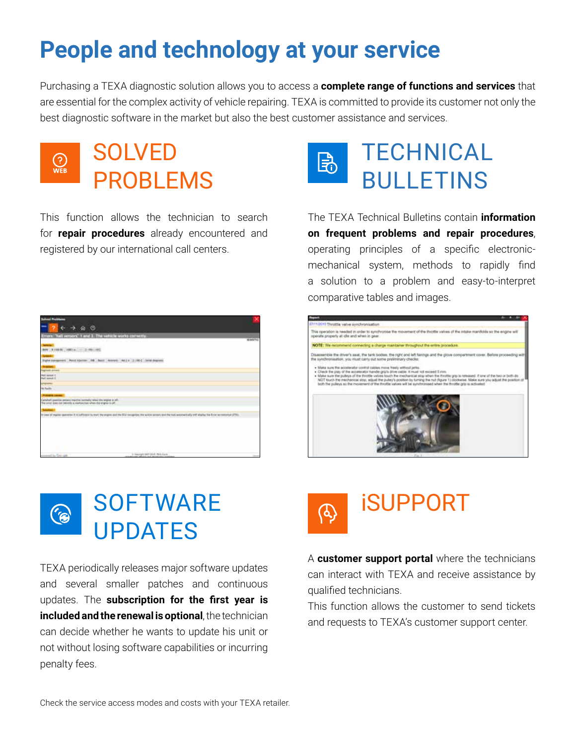# People and technology at your service

Purchasing a TEXA diagnostic solution allows you to access a **complete range of functions and services** that are essential for the complex activity of vehicle repairing. TEXA is committed to provide its customer not only the best diagnostic software in the market but also the best customer assistance and services.

## SOLVED PROBLEMS

This function allows the technician to search for **repair procedures** already encountered and registered by our international call centers.

## TECHNICAL BULLETINS

The TEXA Technical Bulletins contain **information on frequent problems and repair procedures**, operating principles of a specific electronic-mechanical system, methods to rapidly find a solution to a problem and easy-to-interpret comparative tables and images.

## SOFTWARE UPDATES

TEXA periodically releases major software updates and several smaller patches and continuous updates. The **subscription for the first year is included and the renewal is optional**, the technician can decide whether he wants to update his unit or not without losing software capabilities or incurring penalty fees.

## iSUPPORT

A **customer support portal** where the technicians can interact with TEXA and receive assistance by qualified technicians.

This function allows the customer to send tickets and requests to TEXA's customer support center.

Check the service access modes and costs with your TEXA retailer.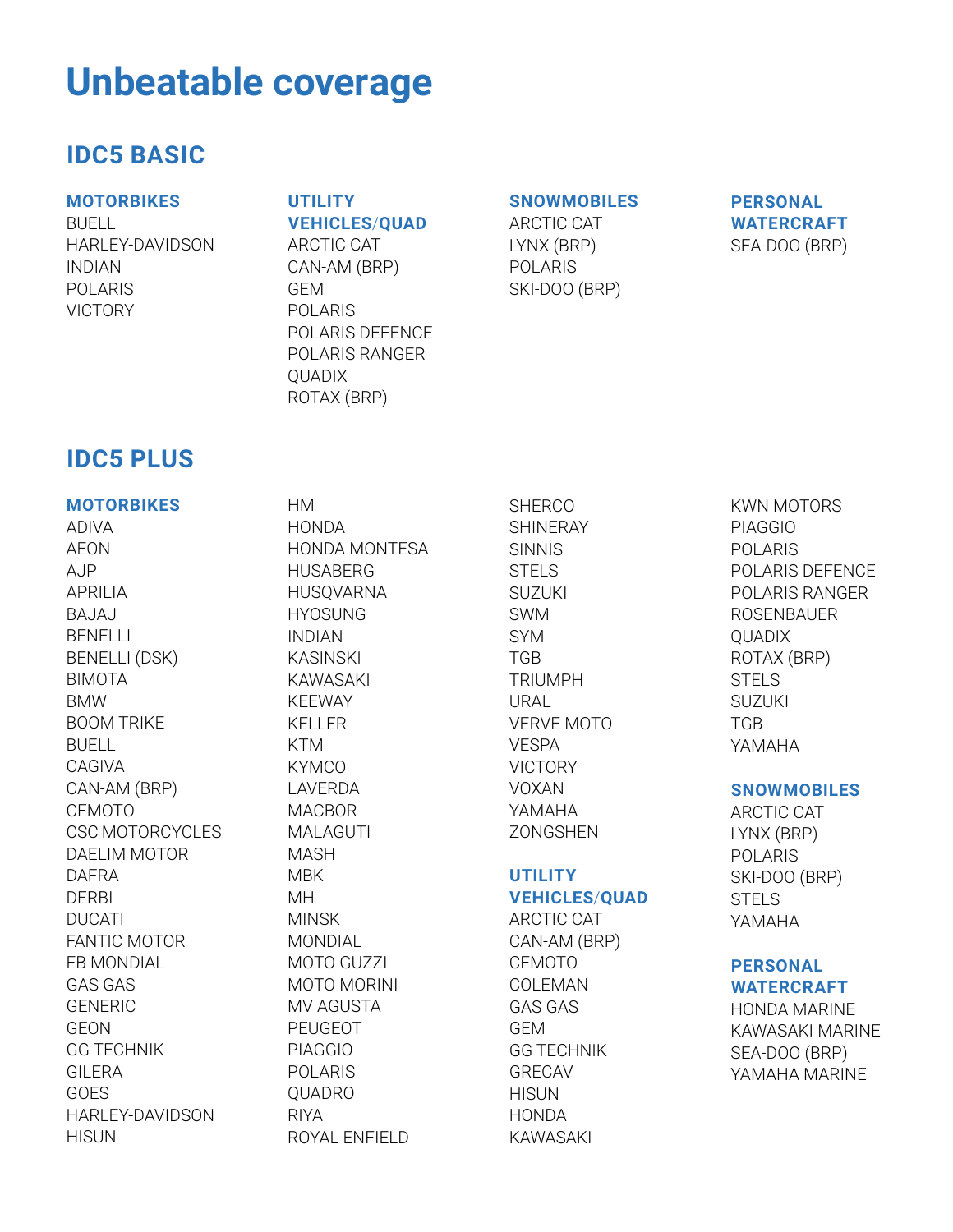# Unbeatable coverage

## IDC5 BASIC

### MOTORBIKES

BUELL
HARLEY-DAVIDSON
INDIAN
POLARIS
VICTORY

### UTILITY VEHICLES/QUAD

ARCTIC CAT
CAN-AM (BRP)
GEM
POLARIS
POLARIS DEFENCE
POLARIS RANGER
QUADIX
ROTAX (BRP)

### SNOWMOBILES

ARCTIC CAT
LYNX (BRP)
POLARIS
SKI-DOO (BRP)

### PERSONAL WATERCRAFT

SEA-DOO (BRP)

## IDC5 PLUS

### MOTORBIKES

ADIVA
AEON
AJP
APRILIA
BAJAJ
BENELLI
BENELLI (DSK)
BIMOTA
BMW
BOOM TRIKE
BUELL
CAGIVA
CAN-AM (BRP)
CFMOTO
CSC MOTORCYCLES
DAELIM MOTOR
DAFRA
DERBI
DUCATI
FANTIC MOTOR
FB MONDIAL
GAS GAS
GENERIC
GEON
GG TECHNIK
GILERA
GOES
HARLEY-DAVIDSON
HISUN
HM
HONDA
HONDA MONTESA
HUSABERG
HUSQVARNA
HYOSUNG
INDIAN
KASINSKI
KAWASAKI
KEEWAY
KELLER
KTM
KYMCO
LAVERDA
MACBOR
MALAGUTI
MASH
MBK
MH
MINSK
MONDIAL
MOTO GUZZI
MOTO MORINI
MV AGUSTA
PEUGEOT
PIAGGIO
POLARIS
QUADRO
RIYA
ROYAL ENFIELD
SHERCO
SHINERAY
SINNIS
STELS
SUZUKI
SWM
SYM
TGB
TRIUMPH
URAL
VERVE MOTO
VESPA
VICTORY
VOXAN
YAMAHA
ZONGSHEN

### UTILITY VEHICLES/QUAD

ARCTIC CAT
CAN-AM (BRP)
CFMOTO
COLEMAN
GAS GAS
GEM
GG TECHNIK
GRECAV
HISUN
HONDA
KAWASAKI
KWN MOTORS
PIAGGIO
POLARIS
POLARIS DEFENCE
POLARIS RANGER
ROSENBAUER
QUADIX
ROTAX (BRP)
STELS
SUZUKI
TGB
YAMAHA

### SNOWMOBILES

ARCTIC CAT
LYNX (BRP)
POLARIS
SKI-DOO (BRP)
STELS
YAMAHA

### PERSONAL WATERCRAFT

HONDA MARINE
KAWASAKI MARINE
SEA-DOO (BRP)
YAMAHA MARINE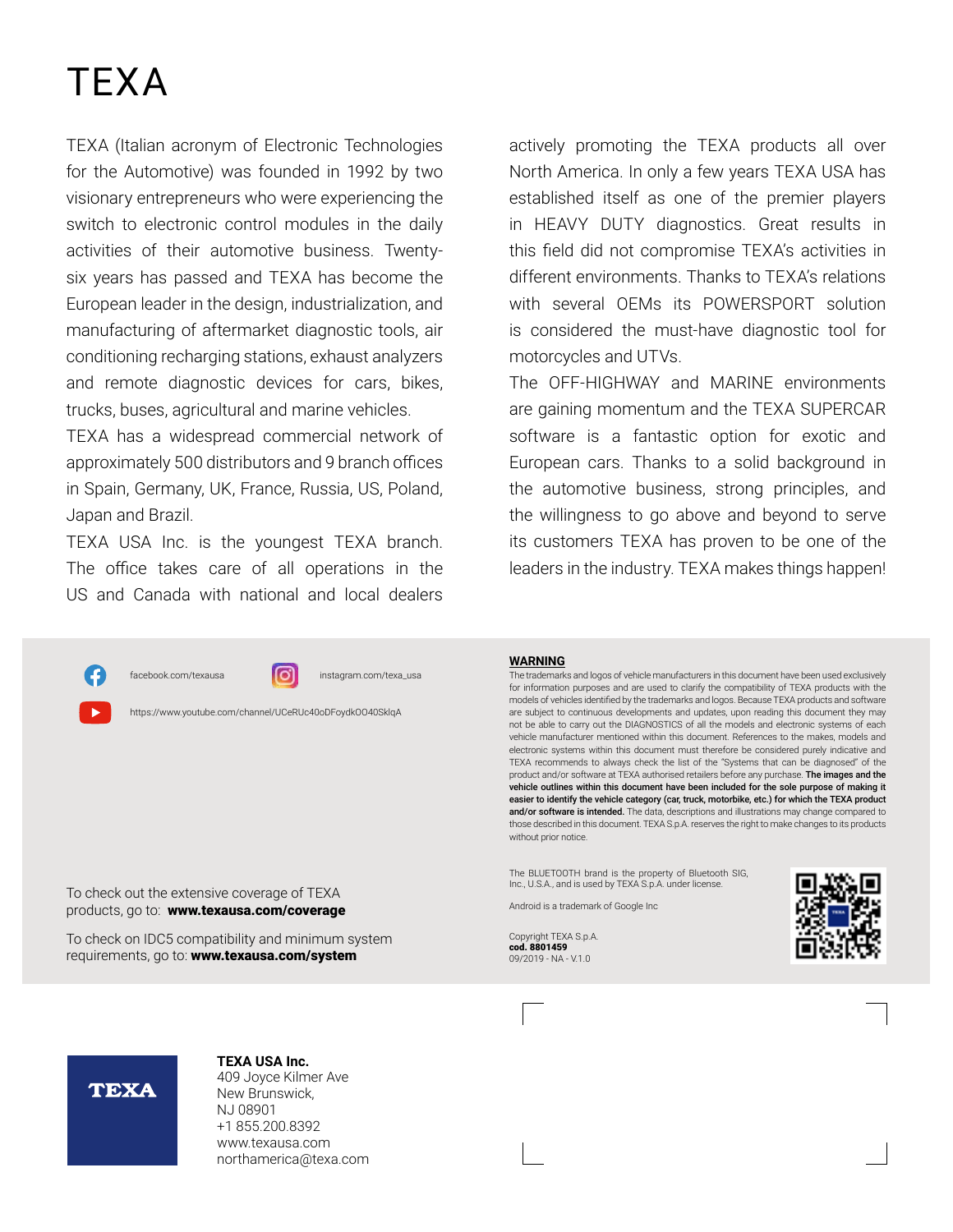# TEXA

TEXA (Italian acronym of Electronic Technologies for the Automotive) was founded in 1992 by two visionary entrepreneurs who were experiencing the switch to electronic control modules in the daily activities of their automotive business. Twenty-six years has passed and TEXA has become the European leader in the design, industrialization, and manufacturing of aftermarket diagnostic tools, air conditioning recharging stations, exhaust analyzers and remote diagnostic devices for cars, bikes, trucks, buses, agricultural and marine vehicles.

TEXA has a widespread commercial network of approximately 500 distributors and 9 branch offices in Spain, Germany, UK, France, Russia, US, Poland, Japan and Brazil.

TEXA USA Inc. is the youngest TEXA branch. The office takes care of all operations in the US and Canada with national and local dealers actively promoting the TEXA products all over North America. In only a few years TEXA USA has established itself as one of the premier players in HEAVY DUTY diagnostics. Great results in this field did not compromise TEXA's activities in different environments. Thanks to TEXA's relations with several OEMs its POWERSPORT solution is considered the must-have diagnostic tool for motorcycles and UTVs.

The OFF-HIGHWAY and MARINE environments are gaining momentum and the TEXA SUPERCAR software is a fantastic option for exotic and European cars. Thanks to a solid background in the automotive business, strong principles, and the willingness to go above and beyond to serve its customers TEXA has proven to be one of the leaders in the industry. TEXA makes things happen!

facebook.com/texausa

instagram.com/texa_usa

https://www.youtube.com/channel/UCeRUc40oDFoydkOO40SklqA

To check out the extensive coverage of TEXA products, go to: **www.texausa.com/coverage**

To check on IDC5 compatibility and minimum system requirements, go to: **www.texausa.com/system**

**WARNING**

The trademarks and logos of vehicle manufacturers in this document have been used exclusively for information purposes and are used to clarify the compatibility of TEXA products with the models of vehicles identified by the trademarks and logos. Because TEXA products and software are subject to continuous developments and updates, upon reading this document they may not be able to carry out the DIAGNOSTICS of all the models and electronic systems of each vehicle manufacturer mentioned within this document. References to the makes, models and electronic systems within this document must therefore be considered purely indicative and TEXA recommends to always check the list of the "Systems that can be diagnosed" of the product and/or software at TEXA authorised retailers before any purchase. **The images and the vehicle outlines within this document have been included for the sole purpose of making it easier to identify the vehicle category (car, truck, motorbike, etc.) for which the TEXA product and/or software is intended.** The data, descriptions and illustrations may change compared to those described in this document. TEXA S.p.A. reserves the right to make changes to its products without prior notice.

The BLUETOOTH brand is the property of Bluetooth SIG, Inc., U.S.A., and is used by TEXA S.p.A. under license.

Android is a trademark of Google Inc

Copyright TEXA S.p.A.
**cod. 8801459**
09/2019 - NA - V.1.0

**TEXA USA Inc.**
409 Joyce Kilmer Ave
New Brunswick,
NJ 08901
+1 855.200.8392
www.texausa.com
northamerica@texa.com